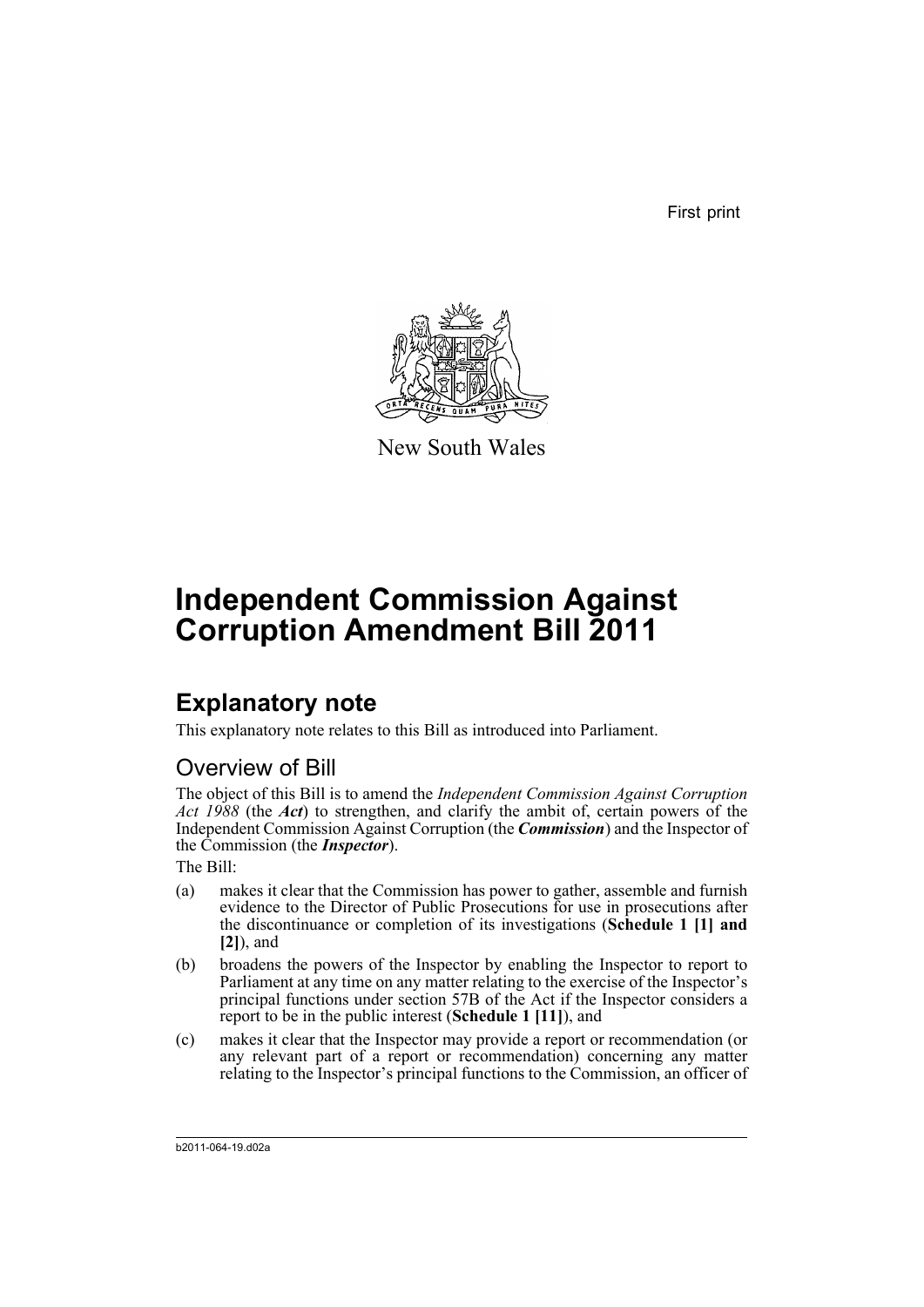First print

New South Wales

# Independent Commission Against Corruption Amendment Bill 2011

## Explanatory note

This explanatory note relates to this Bill as introduced into Parliament.

### Overview of Bill

The object of this Bill is to amend the *Independent Commission Against Corruption Act 1988* (the ***Act***) to strengthen, and clarify the ambit of, certain powers of the Independent Commission Against Corruption (the ***Commission***) and the Inspector of the Commission (the ***Inspector***).

The Bill:

(a) makes it clear that the Commission has power to gather, assemble and furnish evidence to the Director of Public Prosecutions for use in prosecutions after the discontinuance or completion of its investigations (**Schedule 1 [1] and [2]**), and

(b) broadens the powers of the Inspector by enabling the Inspector to report to Parliament at any time on any matter relating to the exercise of the Inspector's principal functions under section 57B of the Act if the Inspector considers a report to be in the public interest (**Schedule 1 [11]**), and

(c) makes it clear that the Inspector may provide a report or recommendation (or any relevant part of a report or recommendation) concerning any matter relating to the Inspector's principal functions to the Commission, an officer of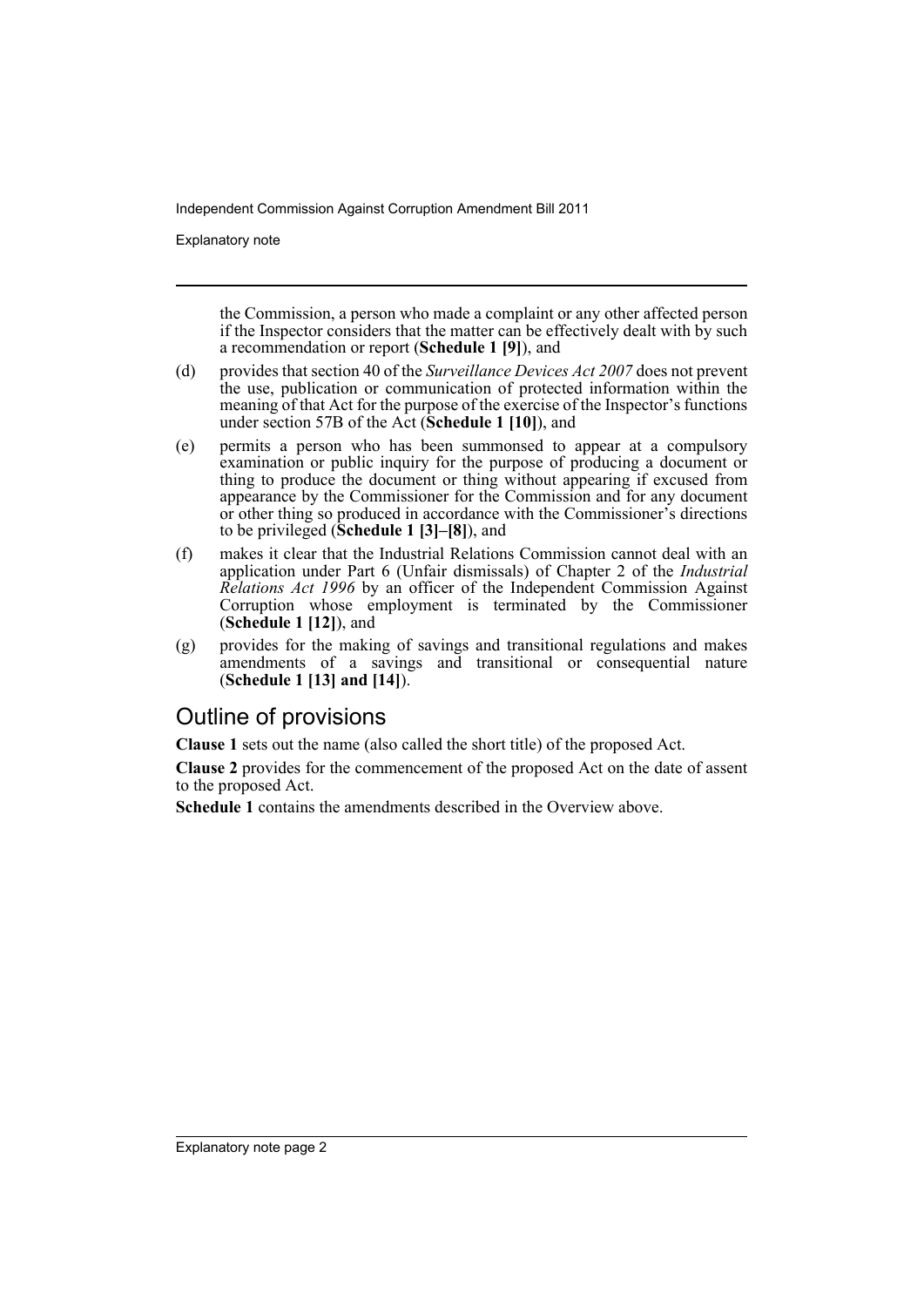the Commission, a person who made a complaint or any other affected person if the Inspector considers that the matter can be effectively dealt with by such a recommendation or report (**Schedule 1 [9]**), and

(d) provides that section 40 of the *Surveillance Devices Act 2007* does not prevent the use, publication or communication of protected information within the meaning of that Act for the purpose of the exercise of the Inspector's functions under section 57B of the Act (**Schedule 1 [10]**), and

(e) permits a person who has been summonsed to appear at a compulsory examination or public inquiry for the purpose of producing a document or thing to produce the document or thing without appearing if excused from appearance by the Commissioner for the Commission and for any document or other thing so produced in accordance with the Commissioner's directions to be privileged (**Schedule 1 [3]–[8]**), and

(f) makes it clear that the Industrial Relations Commission cannot deal with an application under Part 6 (Unfair dismissals) of Chapter 2 of the *Industrial Relations Act 1996* by an officer of the Independent Commission Against Corruption whose employment is terminated by the Commissioner (**Schedule 1 [12]**), and

(g) provides for the making of savings and transitional regulations and makes amendments of a savings and transitional or consequential nature (**Schedule 1 [13] and [14]**).

## Outline of provisions

**Clause 1** sets out the name (also called the short title) of the proposed Act.

**Clause 2** provides for the commencement of the proposed Act on the date of assent to the proposed Act.

**Schedule 1** contains the amendments described in the Overview above.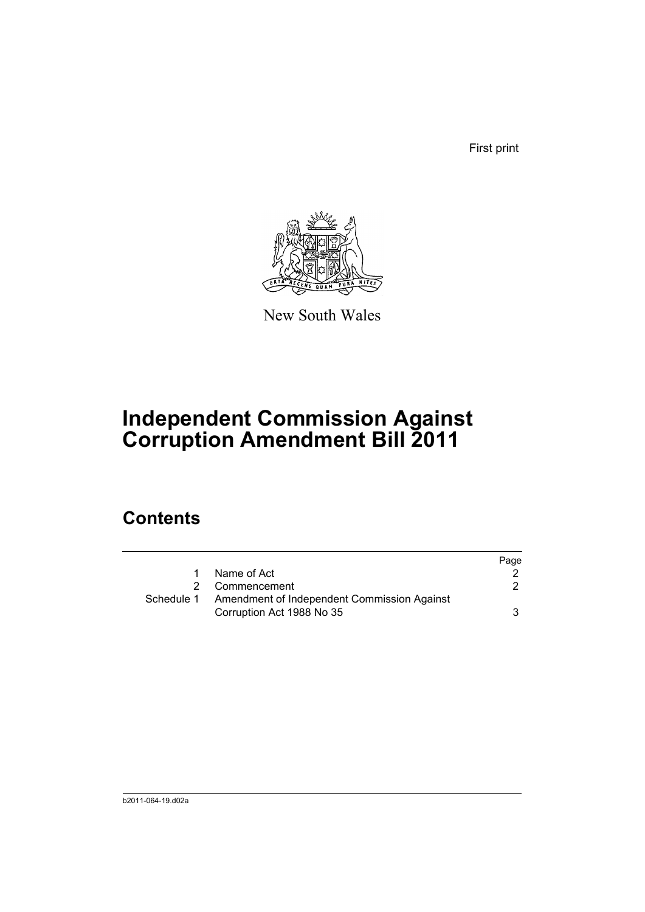First print

New South Wales

# Independent Commission Against Corruption Amendment Bill 2011

## Contents

| | | Page |
|---|---|---|
| 1 | Name of Act | 2 |
| 2 | Commencement | 2 |
| Schedule 1 | Amendment of Independent Commission Against Corruption Act 1988 No 35 | 3 |

b2011-064-19.d02a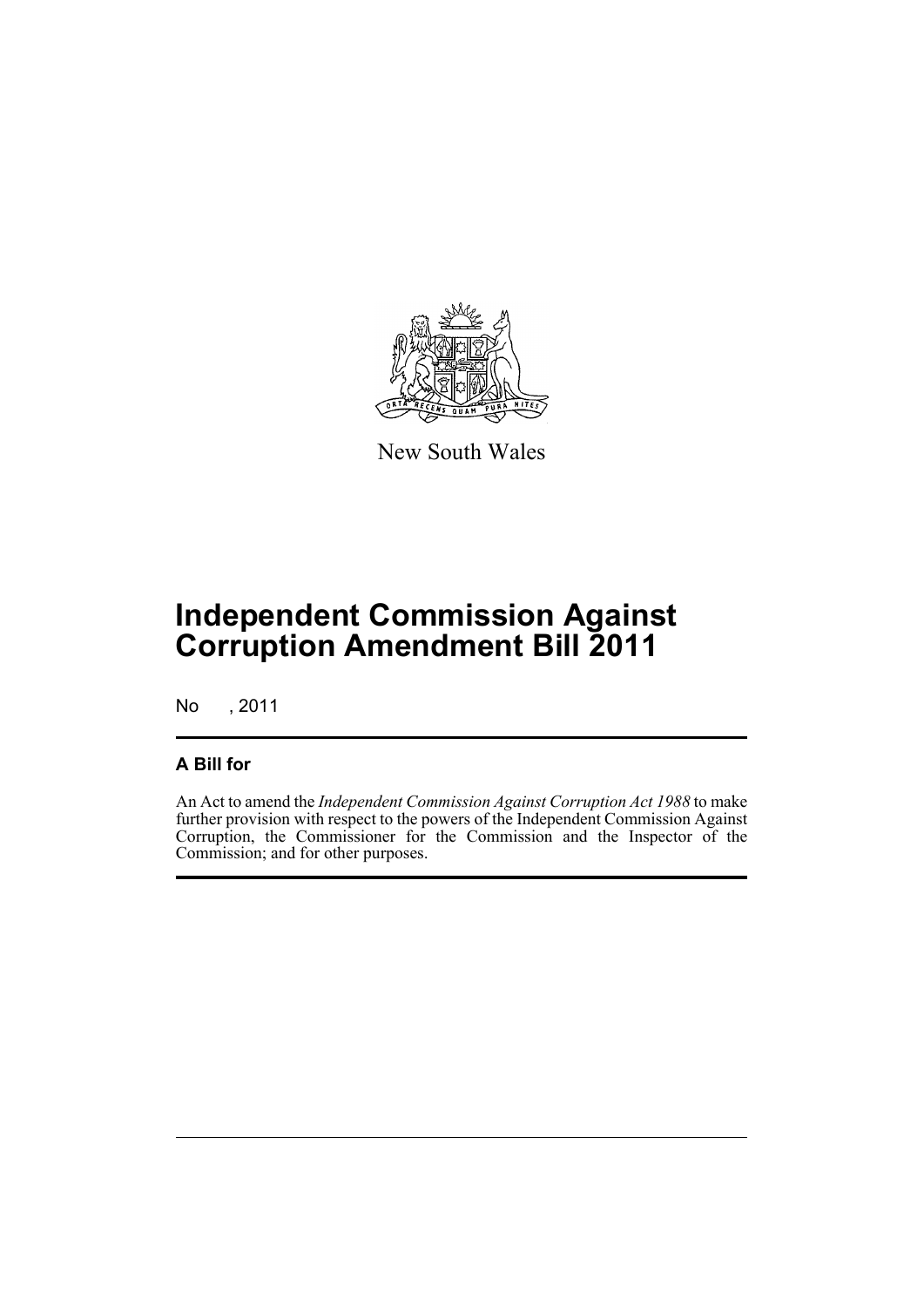New South Wales

# Independent Commission Against Corruption Amendment Bill 2011

No , 2011

## A Bill for

An Act to amend the *Independent Commission Against Corruption Act 1988* to make further provision with respect to the powers of the Independent Commission Against Corruption, the Commissioner for the Commission and the Inspector of the Commission; and for other purposes.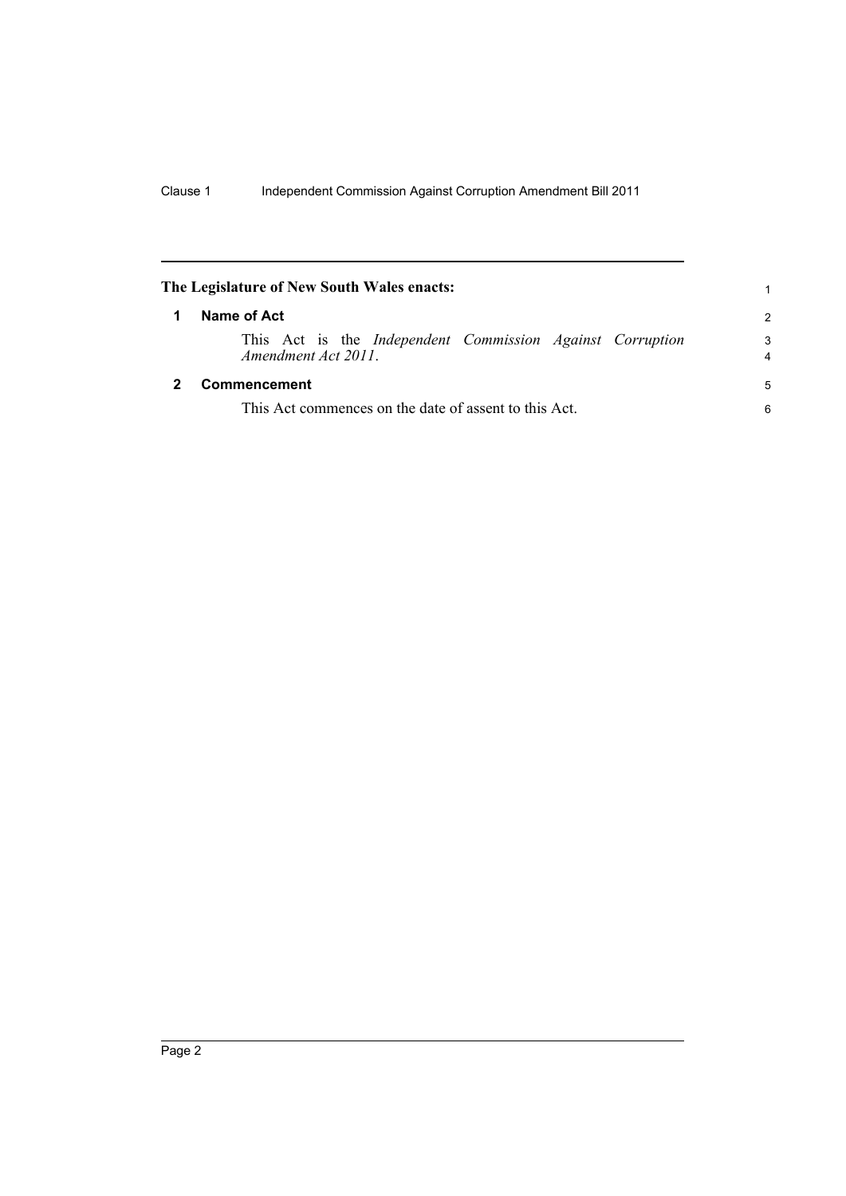**The Legislature of New South Wales enacts:**

## 1 Name of Act

This Act is the *Independent Commission Against Corruption Amendment Act 2011*.

## 2 Commencement

This Act commences on the date of assent to this Act.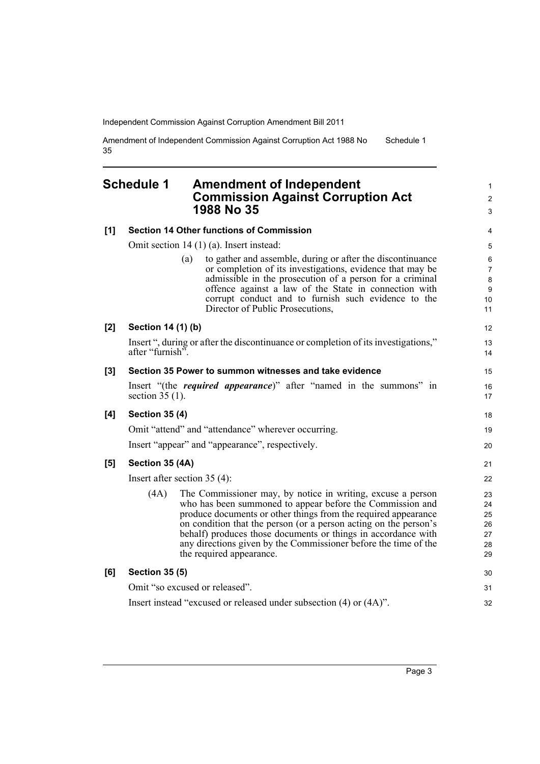## Schedule 1 Amendment of Independent Commission Against Corruption Act 1988 No 35

**[1] Section 14 Other functions of Commission**

Omit section 14 (1) (a). Insert instead:

(a) to gather and assemble, during or after the discontinuance or completion of its investigations, evidence that may be admissible in the prosecution of a person for a criminal offence against a law of the State in connection with corrupt conduct and to furnish such evidence to the Director of Public Prosecutions,

**[2] Section 14 (1) (b)**

Insert ", during or after the discontinuance or completion of its investigations," after "furnish".

**[3] Section 35 Power to summon witnesses and take evidence**

Insert "(the ***required appearance***)" after "named in the summons" in section 35 (1).

**[4] Section 35 (4)**

Omit "attend" and "attendance" wherever occurring.

Insert "appear" and "appearance", respectively.

**[5] Section 35 (4A)**

Insert after section 35 (4):

(4A) The Commissioner may, by notice in writing, excuse a person who has been summoned to appear before the Commission and produce documents or other things from the required appearance on condition that the person (or a person acting on the person's behalf) produces those documents or things in accordance with any directions given by the Commissioner before the time of the required appearance.

**[6] Section 35 (5)**

Omit "so excused or released".

Insert instead "excused or released under subsection (4) or (4A)".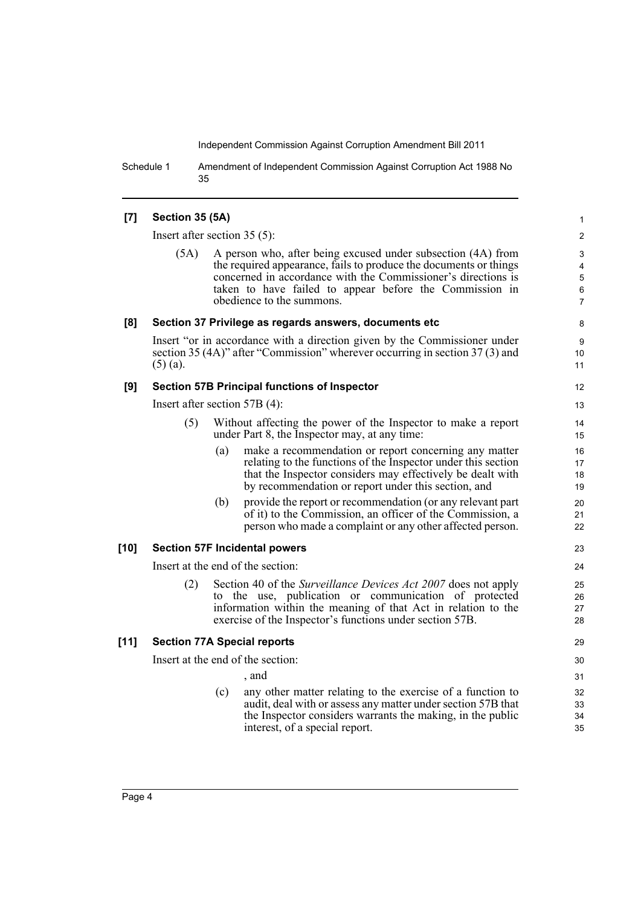**[7] Section 35 (5A)**

Insert after section 35 (5):

(5A) A person who, after being excused under subsection (4A) from the required appearance, fails to produce the documents or things concerned in accordance with the Commissioner's directions is taken to have failed to appear before the Commission in obedience to the summons.

**[8] Section 37 Privilege as regards answers, documents etc**

Insert "or in accordance with a direction given by the Commissioner under section 35 (4A)" after "Commission" wherever occurring in section 37 (3) and (5) (a).

**[9] Section 57B Principal functions of Inspector**

Insert after section 57B (4):

(5) Without affecting the power of the Inspector to make a report under Part 8, the Inspector may, at any time:

(a) make a recommendation or report concerning any matter relating to the functions of the Inspector under this section that the Inspector considers may effectively be dealt with by recommendation or report under this section, and

(b) provide the report or recommendation (or any relevant part of it) to the Commission, an officer of the Commission, a person who made a complaint or any other affected person.

**[10] Section 57F Incidental powers**

Insert at the end of the section:

(2) Section 40 of the *Surveillance Devices Act 2007* does not apply to the use, publication or communication of protected information within the meaning of that Act in relation to the exercise of the Inspector's functions under section 57B.

**[11] Section 77A Special reports**

Insert at the end of the section:

, and

(c) any other matter relating to the exercise of a function to audit, deal with or assess any matter under section 57B that the Inspector considers warrants the making, in the public interest, of a special report.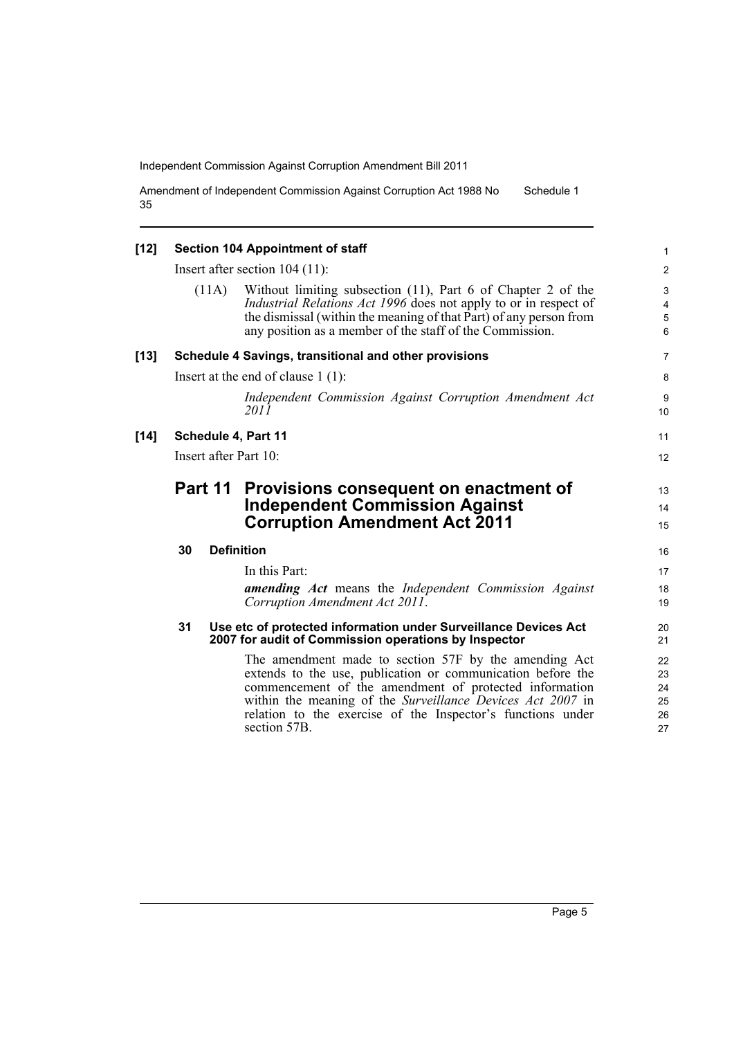**[12] Section 104 Appointment of staff**

Insert after section 104 (11):

(11A) Without limiting subsection (11), Part 6 of Chapter 2 of the *Industrial Relations Act 1996* does not apply to or in respect of the dismissal (within the meaning of that Part) of any person from any position as a member of the staff of the Commission.

**[13] Schedule 4 Savings, transitional and other provisions**

Insert at the end of clause 1 (1):

*Independent Commission Against Corruption Amendment Act 2011*

**[14] Schedule 4, Part 11**

Insert after Part 10:

## Part 11 Provisions consequent on enactment of Independent Commission Against Corruption Amendment Act 2011

### 30 Definition

In this Part:

***amending Act*** means the *Independent Commission Against Corruption Amendment Act 2011*.

### 31 Use etc of protected information under Surveillance Devices Act 2007 for audit of Commission operations by Inspector

The amendment made to section 57F by the amending Act extends to the use, publication or communication before the commencement of the amendment of protected information within the meaning of the *Surveillance Devices Act 2007* in relation to the exercise of the Inspector's functions under section 57B.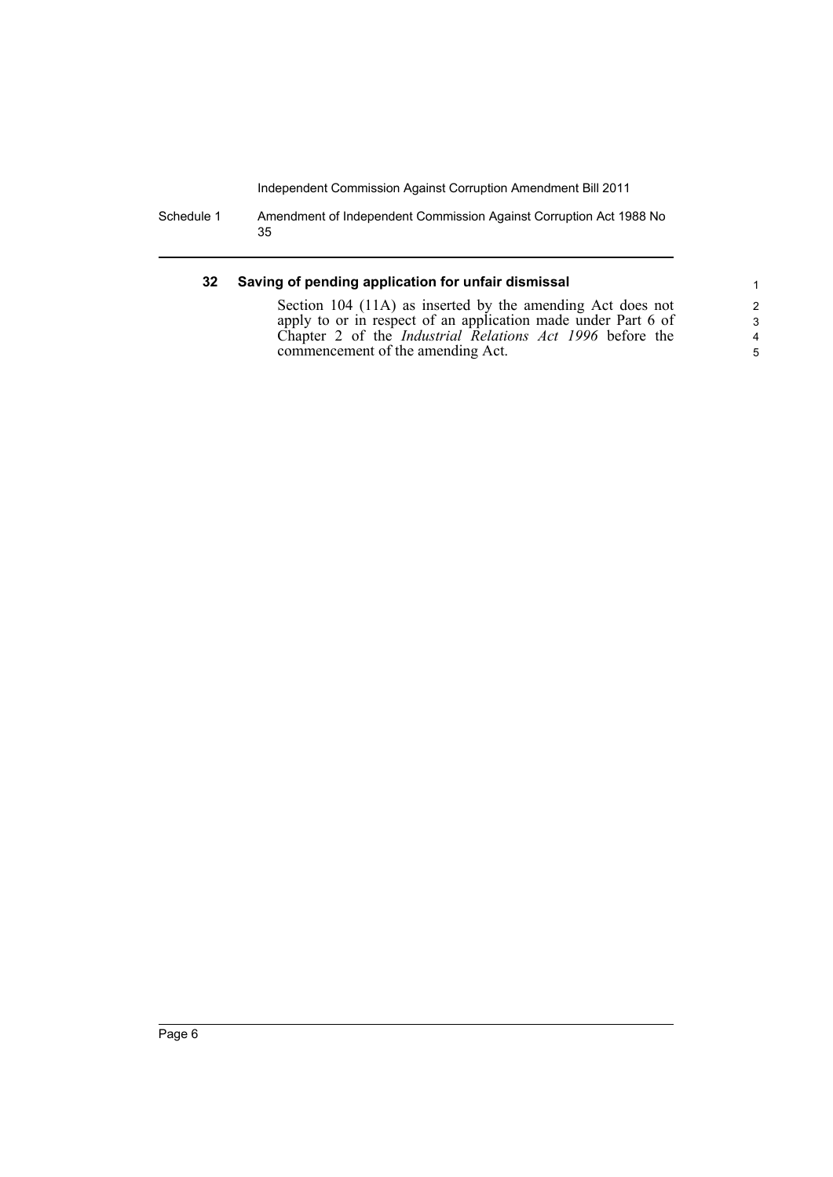### 32 Saving of pending application for unfair dismissal

Section 104 (11A) as inserted by the amending Act does not apply to or in respect of an application made under Part 6 of Chapter 2 of the *Industrial Relations Act 1996* before the commencement of the amending Act.